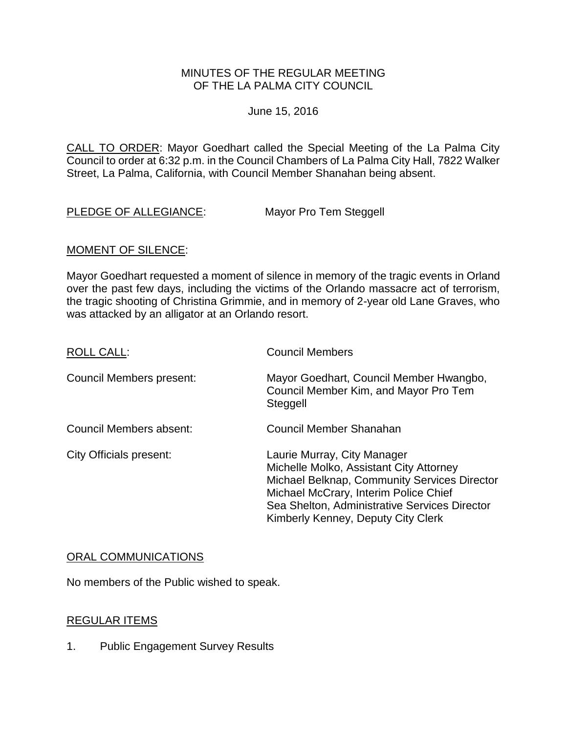MINUTES OF THE REGULAR MEETING
OF THE LA PALMA CITY COUNCIL

June 15, 2016

CALL TO ORDER: Mayor Goedhart called the Special Meeting of the La Palma City Council to order at 6:32 p.m. in the Council Chambers of La Palma City Hall, 7822 Walker Street, La Palma, California, with Council Member Shanahan being absent.

PLEDGE OF ALLEGIANCE: Mayor Pro Tem Steggell

MOMENT OF SILENCE:

Mayor Goedhart requested a moment of silence in memory of the tragic events in Orland over the past few days, including the victims of the Orlando massacre act of terrorism, the tragic shooting of Christina Grimmie, and in memory of 2-year old Lane Graves, who was attacked by an alligator at an Orlando resort.

ROLL CALL: Council Members

Council Members present: Mayor Goedhart, Council Member Hwangbo, Council Member Kim, and Mayor Pro Tem Steggell

Council Members absent: Council Member Shanahan

City Officials present:
Laurie Murray, City Manager
Michelle Molko, Assistant City Attorney
Michael Belknap, Community Services Director
Michael McCrary, Interim Police Chief
Sea Shelton, Administrative Services Director
Kimberly Kenney, Deputy City Clerk

ORAL COMMUNICATIONS

No members of the Public wished to speak.

REGULAR ITEMS

1. Public Engagement Survey Results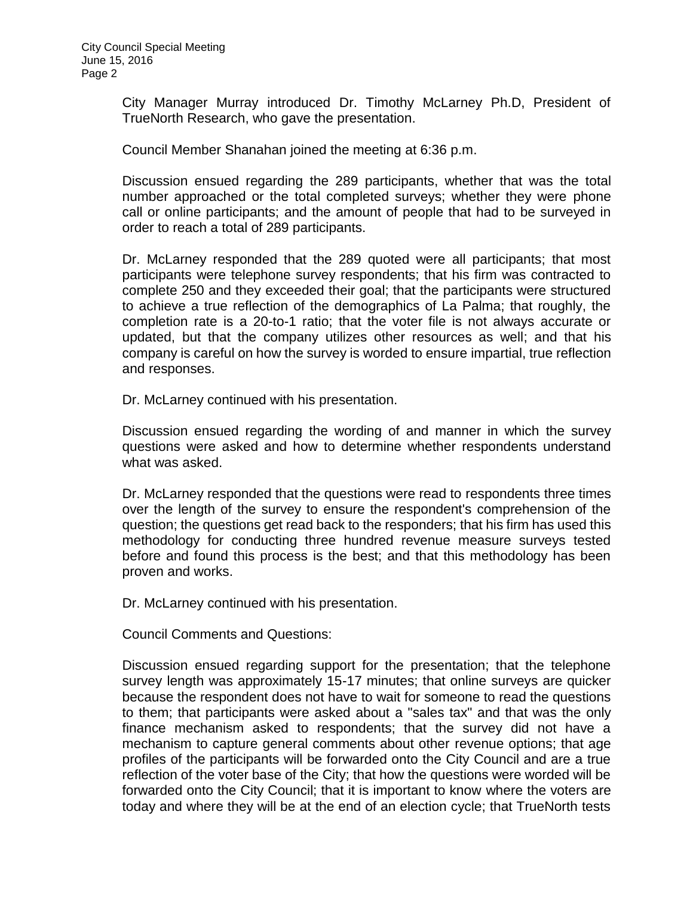City Manager Murray introduced Dr. Timothy McLarney Ph.D, President of TrueNorth Research, who gave the presentation.

Council Member Shanahan joined the meeting at 6:36 p.m.

Discussion ensued regarding the 289 participants, whether that was the total number approached or the total completed surveys; whether they were phone call or online participants; and the amount of people that had to be surveyed in order to reach a total of 289 participants.

Dr. McLarney responded that the 289 quoted were all participants; that most participants were telephone survey respondents; that his firm was contracted to complete 250 and they exceeded their goal; that the participants were structured to achieve a true reflection of the demographics of La Palma; that roughly, the completion rate is a 20-to-1 ratio; that the voter file is not always accurate or updated, but that the company utilizes other resources as well; and that his company is careful on how the survey is worded to ensure impartial, true reflection and responses.

Dr. McLarney continued with his presentation.

Discussion ensued regarding the wording of and manner in which the survey questions were asked and how to determine whether respondents understand what was asked.

Dr. McLarney responded that the questions were read to respondents three times over the length of the survey to ensure the respondent's comprehension of the question; the questions get read back to the responders; that his firm has used this methodology for conducting three hundred revenue measure surveys tested before and found this process is the best; and that this methodology has been proven and works.

Dr. McLarney continued with his presentation.

Council Comments and Questions:

Discussion ensued regarding support for the presentation; that the telephone survey length was approximately 15-17 minutes; that online surveys are quicker because the respondent does not have to wait for someone to read the questions to them; that participants were asked about a "sales tax" and that was the only finance mechanism asked to respondents; that the survey did not have a mechanism to capture general comments about other revenue options; that age profiles of the participants will be forwarded onto the City Council and are a true reflection of the voter base of the City; that how the questions were worded will be forwarded onto the City Council; that it is important to know where the voters are today and where they will be at the end of an election cycle; that TrueNorth tests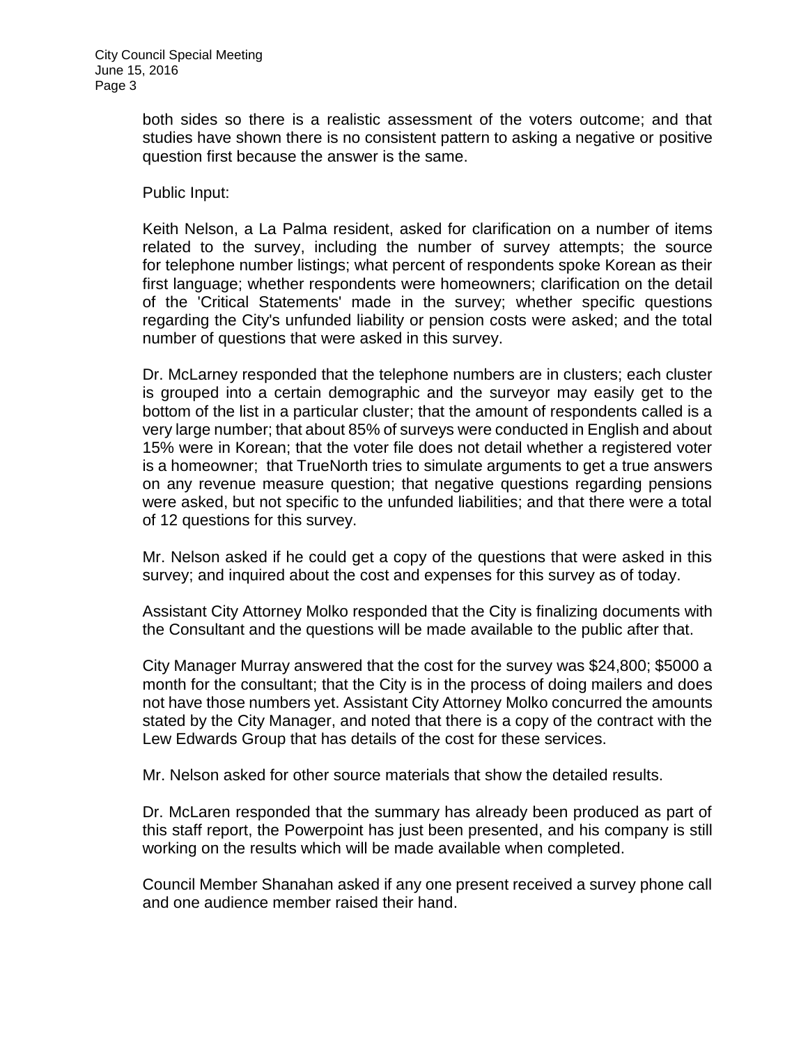both sides so there is a realistic assessment of the voters outcome; and that studies have shown there is no consistent pattern to asking a negative or positive question first because the answer is the same.

Public Input:

Keith Nelson, a La Palma resident, asked for clarification on a number of items related to the survey, including the number of survey attempts; the source for telephone number listings; what percent of respondents spoke Korean as their first language; whether respondents were homeowners; clarification on the detail of the 'Critical Statements' made in the survey; whether specific questions regarding the City's unfunded liability or pension costs were asked; and the total number of questions that were asked in this survey.

Dr. McLarney responded that the telephone numbers are in clusters; each cluster is grouped into a certain demographic and the surveyor may easily get to the bottom of the list in a particular cluster; that the amount of respondents called is a very large number; that about 85% of surveys were conducted in English and about 15% were in Korean; that the voter file does not detail whether a registered voter is a homeowner; that TrueNorth tries to simulate arguments to get a true answers on any revenue measure question; that negative questions regarding pensions were asked, but not specific to the unfunded liabilities; and that there were a total of 12 questions for this survey.

Mr. Nelson asked if he could get a copy of the questions that were asked in this survey; and inquired about the cost and expenses for this survey as of today.

Assistant City Attorney Molko responded that the City is finalizing documents with the Consultant and the questions will be made available to the public after that.

City Manager Murray answered that the cost for the survey was $24,800; $5000 a month for the consultant; that the City is in the process of doing mailers and does not have those numbers yet. Assistant City Attorney Molko concurred the amounts stated by the City Manager, and noted that there is a copy of the contract with the Lew Edwards Group that has details of the cost for these services.

Mr. Nelson asked for other source materials that show the detailed results.

Dr. McLaren responded that the summary has already been produced as part of this staff report, the Powerpoint has just been presented, and his company is still working on the results which will be made available when completed.

Council Member Shanahan asked if any one present received a survey phone call and one audience member raised their hand.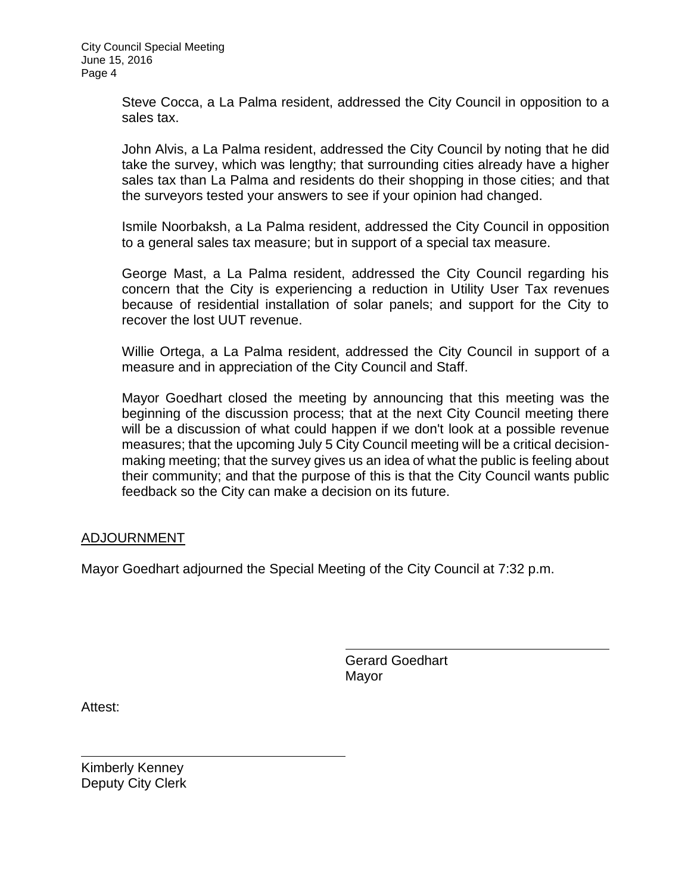Steve Cocca, a La Palma resident, addressed the City Council in opposition to a sales tax.

John Alvis, a La Palma resident, addressed the City Council by noting that he did take the survey, which was lengthy; that surrounding cities already have a higher sales tax than La Palma and residents do their shopping in those cities; and that the surveyors tested your answers to see if your opinion had changed.

Ismile Noorbaksh, a La Palma resident, addressed the City Council in opposition to a general sales tax measure; but in support of a special tax measure.

George Mast, a La Palma resident, addressed the City Council regarding his concern that the City is experiencing a reduction in Utility User Tax revenues because of residential installation of solar panels; and support for the City to recover the lost UUT revenue.

Willie Ortega, a La Palma resident, addressed the City Council in support of a measure and in appreciation of the City Council and Staff.

Mayor Goedhart closed the meeting by announcing that this meeting was the beginning of the discussion process; that at the next City Council meeting there will be a discussion of what could happen if we don't look at a possible revenue measures; that the upcoming July 5 City Council meeting will be a critical decision-making meeting; that the survey gives us an idea of what the public is feeling about their community; and that the purpose of this is that the City Council wants public feedback so the City can make a decision on its future.

## ADJOURNMENT

Mayor Goedhart adjourned the Special Meeting of the City Council at 7:32 p.m.

Gerard Goedhart
Mayor

Attest:

Kimberly Kenney
Deputy City Clerk